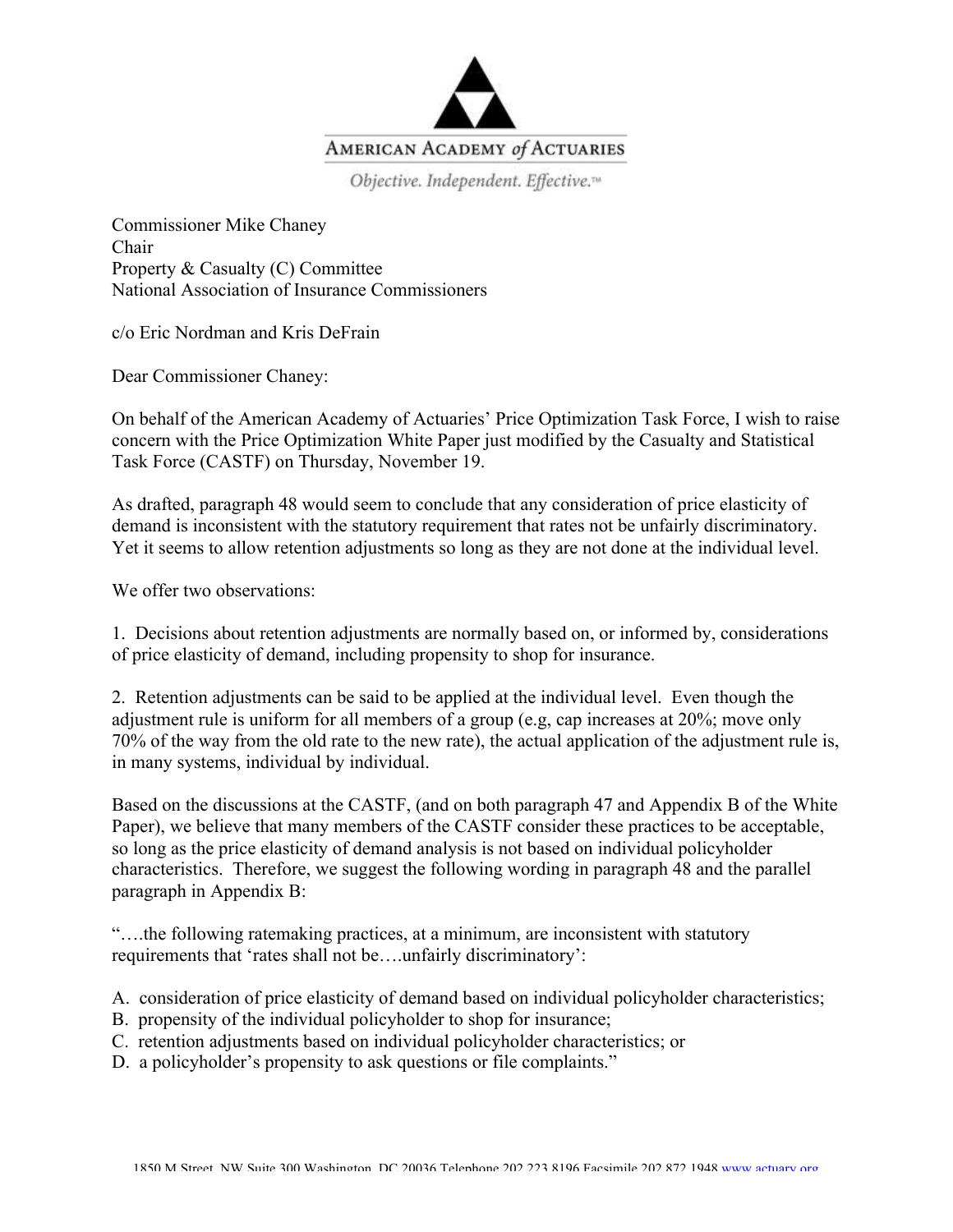AMERICAN ACADEMY *of* ACTUARIES

*Objective. Independent. Effective.*™

Commissioner Mike Chaney
Chair
Property & Casualty (C) Committee
National Association of Insurance Commissioners

c/o Eric Nordman and Kris DeFrain

Dear Commissioner Chaney:

On behalf of the American Academy of Actuaries' Price Optimization Task Force, I wish to raise concern with the Price Optimization White Paper just modified by the Casualty and Statistical Task Force (CASTF) on Thursday, November 19.

As drafted, paragraph 48 would seem to conclude that any consideration of price elasticity of demand is inconsistent with the statutory requirement that rates not be unfairly discriminatory. Yet it seems to allow retention adjustments so long as they are not done at the individual level.

We offer two observations:

1. Decisions about retention adjustments are normally based on, or informed by, considerations of price elasticity of demand, including propensity to shop for insurance.

2. Retention adjustments can be said to be applied at the individual level. Even though the adjustment rule is uniform for all members of a group (e.g, cap increases at 20%; move only 70% of the way from the old rate to the new rate), the actual application of the adjustment rule is, in many systems, individual by individual.

Based on the discussions at the CASTF, (and on both paragraph 47 and Appendix B of the White Paper), we believe that many members of the CASTF consider these practices to be acceptable, so long as the price elasticity of demand analysis is not based on individual policyholder characteristics. Therefore, we suggest the following wording in paragraph 48 and the parallel paragraph in Appendix B:

"….the following ratemaking practices, at a minimum, are inconsistent with statutory requirements that 'rates shall not be….unfairly discriminatory':

A. consideration of price elasticity of demand based on individual policyholder characteristics;
B. propensity of the individual policyholder to shop for insurance;
C. retention adjustments based on individual policyholder characteristics; or
D. a policyholder's propensity to ask questions or file complaints."

1850 M Street, NW Suite 300 Washington, DC 20036 Telephone 202 223 8196 Facsimile 202 872 1948 www.actuary.org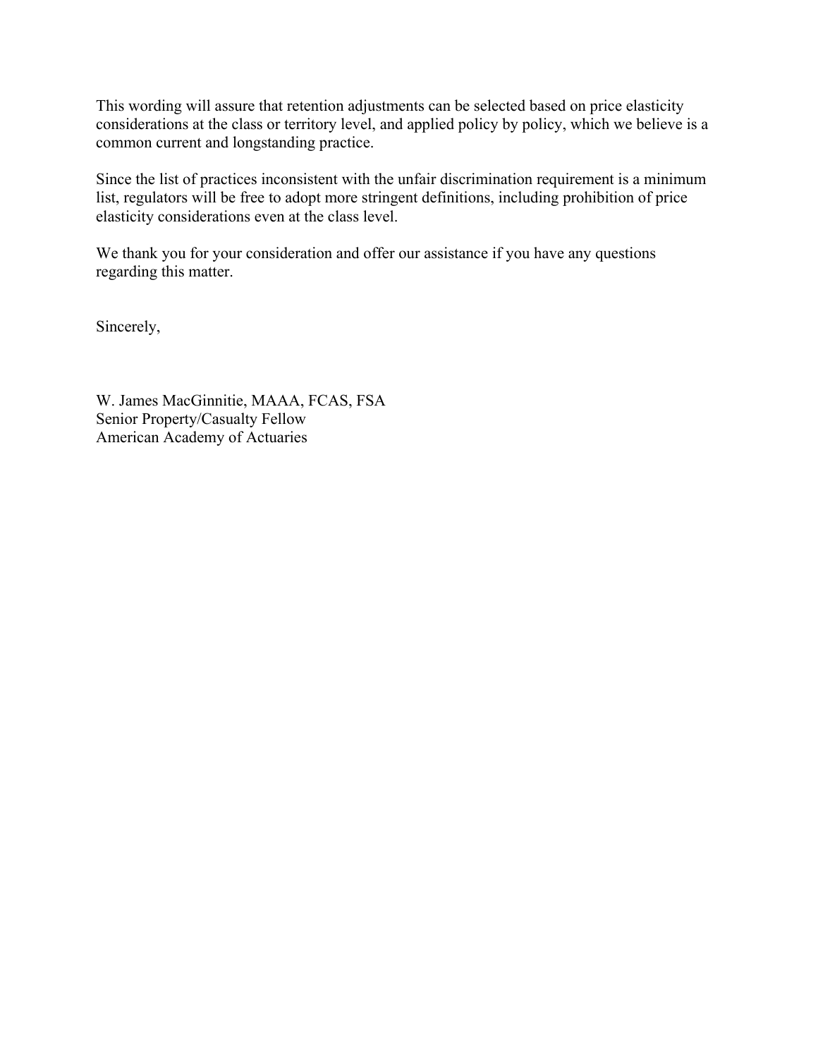This wording will assure that retention adjustments can be selected based on price elasticity considerations at the class or territory level, and applied policy by policy, which we believe is a common current and longstanding practice.

Since the list of practices inconsistent with the unfair discrimination requirement is a minimum list, regulators will be free to adopt more stringent definitions, including prohibition of price elasticity considerations even at the class level.

We thank you for your consideration and offer our assistance if you have any questions regarding this matter.

Sincerely,

W. James MacGinnitie, MAAA, FCAS, FSA  
Senior Property/Casualty Fellow  
American Academy of Actuaries